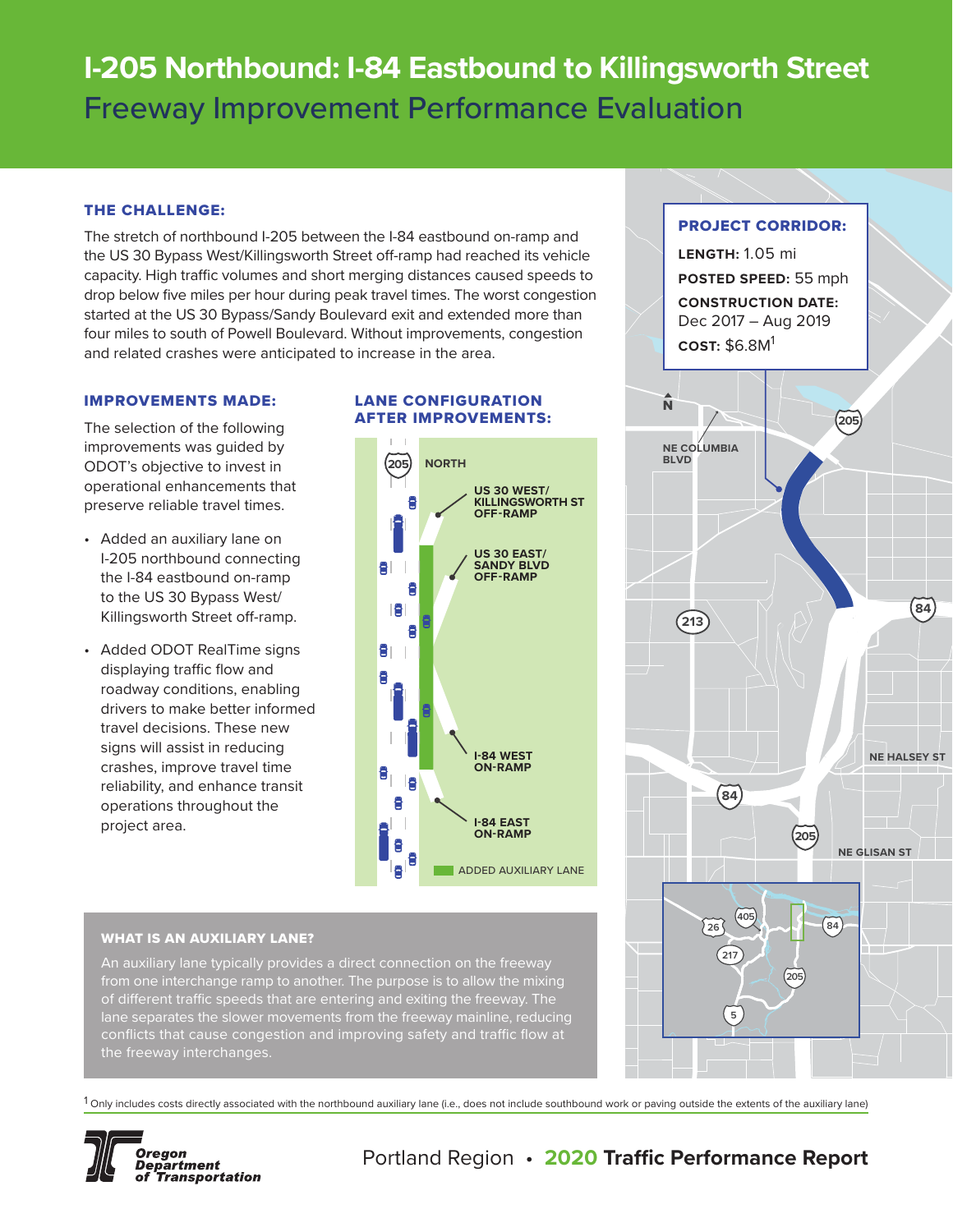# I-205 Northbound: I-84 Eastbound to Killingsworth Street

## Freeway Improvement Performance Evaluation

### THE CHALLENGE:

The stretch of northbound I-205 between the I-84 eastbound on-ramp and the US 30 Bypass West/Killingsworth Street off-ramp had reached its vehicle capacity. High traffic volumes and short merging distances caused speeds to drop below five miles per hour during peak travel times. The worst congestion started at the US 30 Bypass/Sandy Boulevard exit and extended more than four miles to south of Powell Boulevard. Without improvements, congestion and related crashes were anticipated to increase in the area.

### IMPROVEMENTS MADE:

The selection of the following improvements was guided by ODOT's objective to invest in operational enhancements that preserve reliable travel times.

- Added an auxiliary lane on I-205 northbound connecting the I-84 eastbound on-ramp to the US 30 Bypass West/Killingsworth Street off-ramp.
- Added ODOT RealTime signs displaying traffic flow and roadway conditions, enabling drivers to make better informed travel decisions. These new signs will assist in reducing crashes, improve travel time reliability, and enhance transit operations throughout the project area.

### LANE CONFIGURATION AFTER IMPROVEMENTS:

205 NORTH

- US 30 WEST/ KILLINGSWORTH ST OFF-RAMP
- US 30 EAST/ SANDY BLVD OFF-RAMP
- I-84 WEST ON-RAMP
- I-84 EAST ON-RAMP

ADDED AUXILIARY LANE

### PROJECT CORRIDOR:

**LENGTH:** 1.05 mi

**POSTED SPEED:** 55 mph

**CONSTRUCTION DATE:** Dec 2017 – Aug 2019

**COST:** $6.8M[1]

N — NE COLUMBIA BLVD, 205, 84, 213, NE HALSEY ST, 84, 205, NE GLISAN ST, 26, 405, 84, 217, 205, 5

#### WHAT IS AN AUXILIARY LANE?

An auxiliary lane typically provides a direct connection on the freeway from one interchange ramp to another. The purpose is to allow the mixing of different traffic speeds that are entering and exiting the freeway. The lane separates the slower movements from the freeway mainline, reducing conflicts that cause congestion and improving safety and traffic flow at the freeway interchanges.

[1] Only includes costs directly associated with the northbound auxiliary lane (i.e., does not include southbound work or paving outside the extents of the auxiliary lane)

Oregon Department of Transportation

Portland Region • **2020 Traffic Performance Report**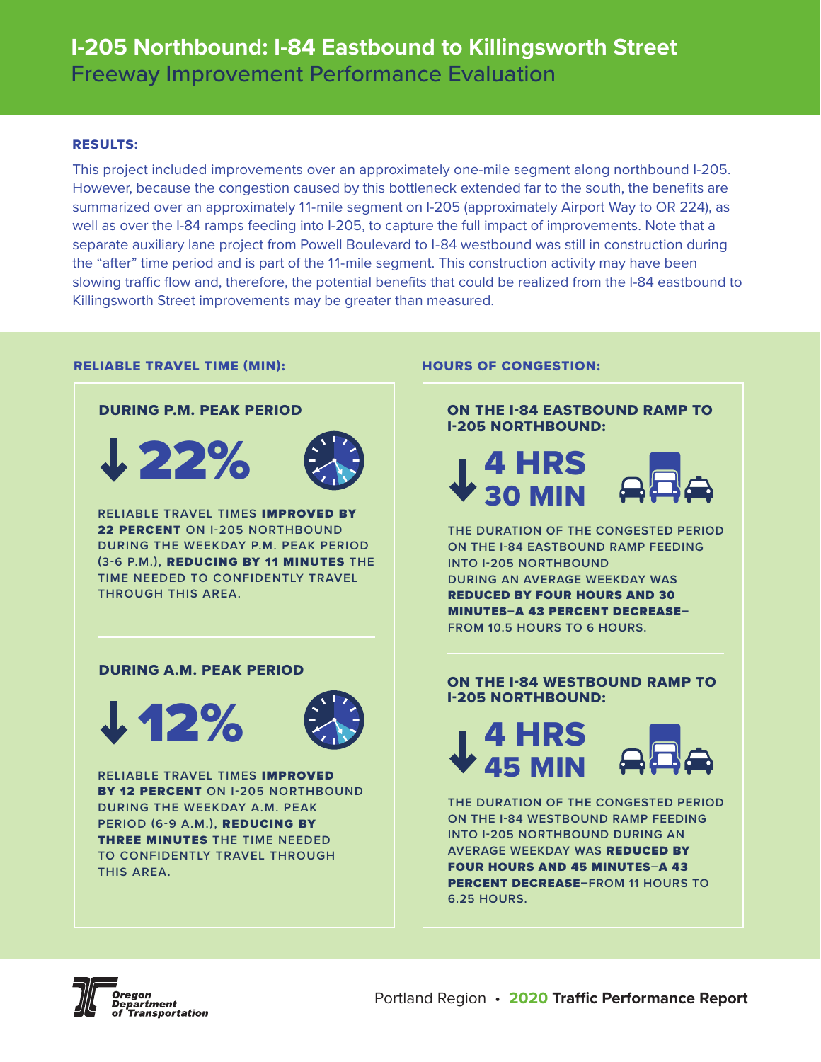# I-205 Northbound: I-84 Eastbound to Killingsworth Street

## Freeway Improvement Performance Evaluation

**RESULTS:**

This project included improvements over an approximately one-mile segment along northbound I-205. However, because the congestion caused by this bottleneck extended far to the south, the benefits are summarized over an approximately 11-mile segment on I-205 (approximately Airport Way to OR 224), as well as over the I-84 ramps feeding into I-205, to capture the full impact of improvements. Note that a separate auxiliary lane project from Powell Boulevard to I-84 westbound was still in construction during the "after" time period and is part of the 11-mile segment. This construction activity may have been slowing traffic flow and, therefore, the potential benefits that could be realized from the I-84 eastbound to Killingsworth Street improvements may be greater than measured.

### RELIABLE TRAVEL TIME (MIN):

#### DURING P.M. PEAK PERIOD

**↓ 22%**

RELIABLE TRAVEL TIMES **IMPROVED BY 22 PERCENT** ON I-205 NORTHBOUND DURING THE WEEKDAY P.M. PEAK PERIOD (3-6 P.M.), **REDUCING BY 11 MINUTES** THE TIME NEEDED TO CONFIDENTLY TRAVEL THROUGH THIS AREA.

#### DURING A.M. PEAK PERIOD

**↓ 12%**

RELIABLE TRAVEL TIMES **IMPROVED BY 12 PERCENT** ON I-205 NORTHBOUND DURING THE WEEKDAY A.M. PEAK PERIOD (6-9 A.M.), **REDUCING BY THREE MINUTES** THE TIME NEEDED TO CONFIDENTLY TRAVEL THROUGH THIS AREA.

### HOURS OF CONGESTION:

#### ON THE I-84 EASTBOUND RAMP TO I-205 NORTHBOUND:

**↓ 4 HRS 30 MIN**

THE DURATION OF THE CONGESTED PERIOD ON THE I-84 EASTBOUND RAMP FEEDING INTO I-205 NORTHBOUND DURING AN AVERAGE WEEKDAY WAS **REDUCED BY FOUR HOURS AND 30 MINUTES–A 43 PERCENT DECREASE–** FROM 10.5 HOURS TO 6 HOURS.

#### ON THE I-84 WESTBOUND RAMP TO I-205 NORTHBOUND:

**↓ 4 HRS 45 MIN**

THE DURATION OF THE CONGESTED PERIOD ON THE I-84 WESTBOUND RAMP FEEDING INTO I-205 NORTHBOUND DURING AN AVERAGE WEEKDAY WAS **REDUCED BY FOUR HOURS AND 45 MINUTES–A 43 PERCENT DECREASE**–FROM 11 HOURS TO 6.25 HOURS.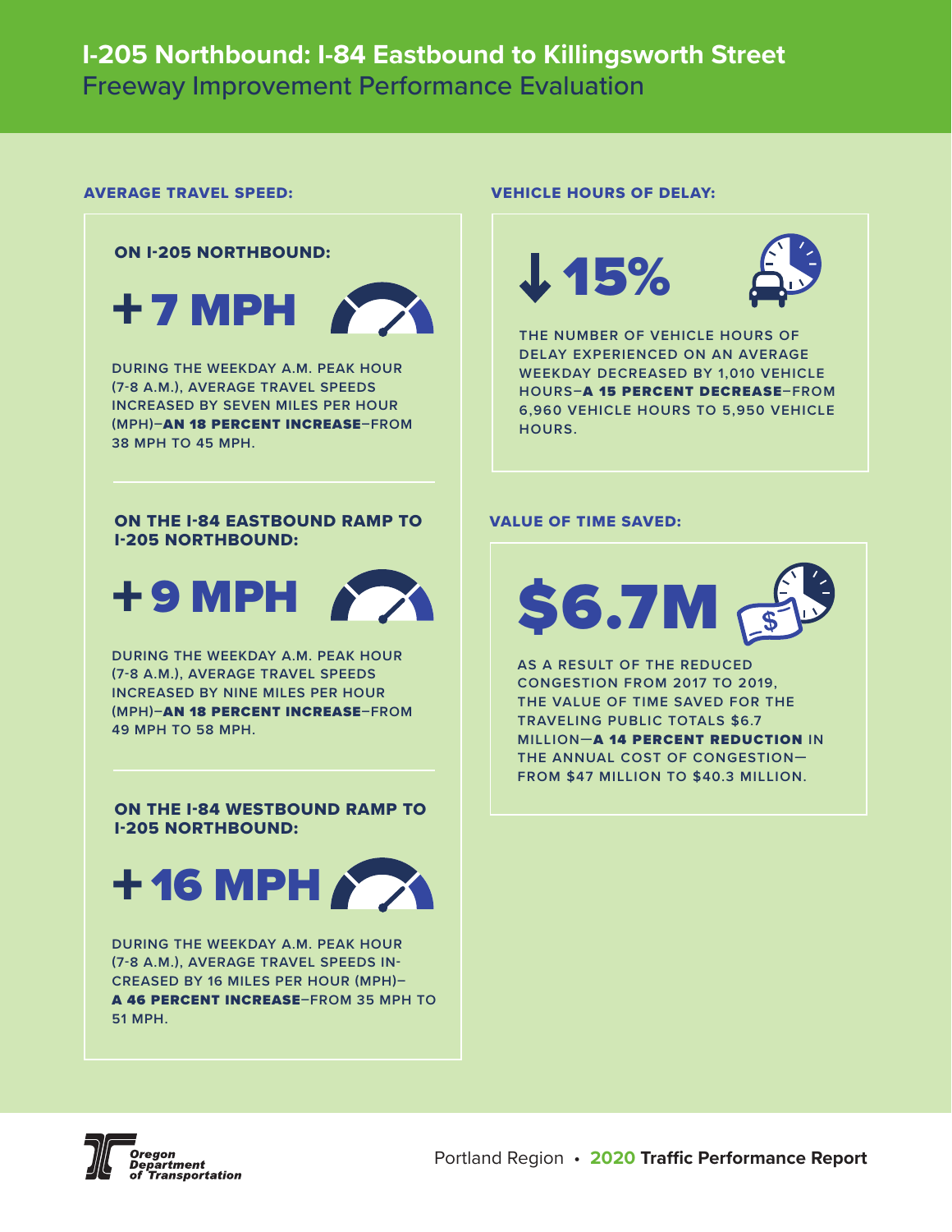# I-205 Northbound: I-84 Eastbound to Killingsworth Street

## Freeway Improvement Performance Evaluation

### AVERAGE TRAVEL SPEED:

**ON I-205 NORTHBOUND:**

**+7 MPH**

DURING THE WEEKDAY A.M. PEAK HOUR (7-8 A.M.), AVERAGE TRAVEL SPEEDS INCREASED BY SEVEN MILES PER HOUR (MPH)–**AN 18 PERCENT INCREASE**–FROM 38 MPH TO 45 MPH.

**ON THE I-84 EASTBOUND RAMP TO I-205 NORTHBOUND:**

**+9 MPH**

DURING THE WEEKDAY A.M. PEAK HOUR (7-8 A.M.), AVERAGE TRAVEL SPEEDS INCREASED BY NINE MILES PER HOUR (MPH)–**AN 18 PERCENT INCREASE**–FROM 49 MPH TO 58 MPH.

**ON THE I-84 WESTBOUND RAMP TO I-205 NORTHBOUND:**

**+16 MPH**

DURING THE WEEKDAY A.M. PEAK HOUR (7-8 A.M.), AVERAGE TRAVEL SPEEDS INCREASED BY 16 MILES PER HOUR (MPH)–**A 46 PERCENT INCREASE**–FROM 35 MPH TO 51 MPH.

### VEHICLE HOURS OF DELAY:

**↓15%**

THE NUMBER OF VEHICLE HOURS OF DELAY EXPERIENCED ON AN AVERAGE WEEKDAY DECREASED BY 1,010 VEHICLE HOURS–**A 15 PERCENT DECREASE**–FROM 6,960 VEHICLE HOURS TO 5,950 VEHICLE HOURS.

### VALUE OF TIME SAVED:

**$6.7M**

AS A RESULT OF THE REDUCED CONGESTION FROM 2017 TO 2019, THE VALUE OF TIME SAVED FOR THE TRAVELING PUBLIC TOTALS $6.7 MILLION—**A 14 PERCENT REDUCTION** IN THE ANNUAL COST OF CONGESTION—FROM $47 MILLION TO $40.3 MILLION.

Oregon Department of Transportation

Portland Region • 2020 Traffic Performance Report